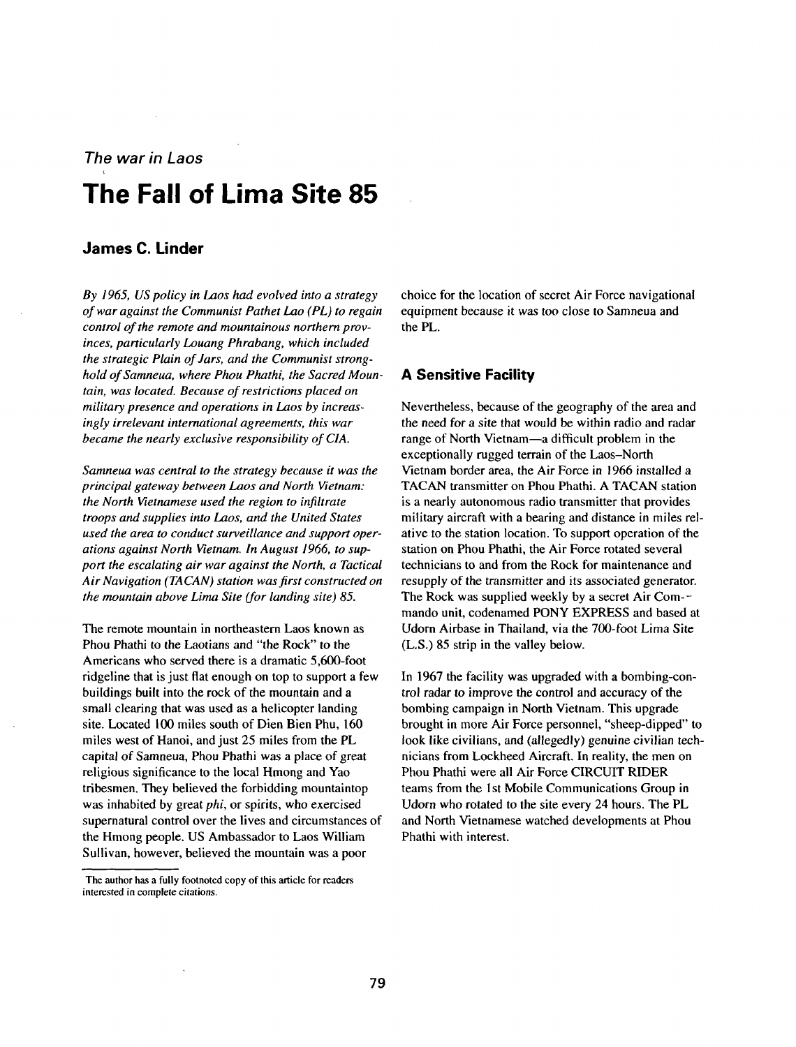*The war in Laos*

# The Fall of Lima Site 85

## James C. Linder

*By 1965, US policy in Laos had evolved into a strategy of war against the Communist Pathet Lao (PL) to regain control of the remote and mountainous northern provinces, particularly Louang Phrabang, which included the strategic Plain of Jars, and the Communist stronghold of Samneua, where Phou Phathi, the Sacred Mountain, was located. Because of restrictions placed on military presence and operations in Laos by increasingly irrelevant international agreements, this war became the nearly exclusive responsibility of CIA.*

*Samneua was central to the strategy because it was the principal gateway between Laos and North Vietnam: the North Vietnamese used the region to infiltrate troops and supplies into Laos, and the United States used the area to conduct surveillance and support operations against North Vietnam. In August 1966, to support the escalating air war against the North, a Tactical Air Navigation (TACAN) station was first constructed on the mountain above Lima Site (for landing site) 85.*

The remote mountain in northeastern Laos known as Phou Phathi to the Laotians and "the Rock" to the Americans who served there is a dramatic 5,600-foot ridgeline that is just flat enough on top to support a few buildings built into the rock of the mountain and a small clearing that was used as a helicopter landing site. Located 100 miles south of Dien Bien Phu, 160 miles west of Hanoi, and just 25 miles from the PL capital of Samneua, Phou Phathi was a place of great religious significance to the local Hmong and Yao tribesmen. They believed the forbidding mountaintop was inhabited by great *phi*, or spirits, who exercised supernatural control over the lives and circumstances of the Hmong people. US Ambassador to Laos William Sullivan, however, believed the mountain was a poor choice for the location of secret Air Force navigational equipment because it was too close to Samneua and the PL.

### A Sensitive Facility

Nevertheless, because of the geography of the area and the need for a site that would be within radio and radar range of North Vietnam—a difficult problem in the exceptionally rugged terrain of the Laos–North Vietnam border area, the Air Force in 1966 installed a TACAN transmitter on Phou Phathi. A TACAN station is a nearly autonomous radio transmitter that provides military aircraft with a bearing and distance in miles relative to the station location. To support operation of the station on Phou Phathi, the Air Force rotated several technicians to and from the Rock for maintenance and resupply of the transmitter and its associated generator. The Rock was supplied weekly by a secret Air Commando unit, codenamed PONY EXPRESS and based at Udorn Airbase in Thailand, via the 700-foot Lima Site (L.S.) 85 strip in the valley below.

In 1967 the facility was upgraded with a bombing-control radar to improve the control and accuracy of the bombing campaign in North Vietnam. This upgrade brought in more Air Force personnel, "sheep-dipped" to look like civilians, and (allegedly) genuine civilian technicians from Lockheed Aircraft. In reality, the men on Phou Phathi were all Air Force CIRCUIT RIDER teams from the 1st Mobile Communications Group in Udorn who rotated to the site every 24 hours. The PL and North Vietnamese watched developments at Phou Phathi with interest.

The author has a fully footnoted copy of this article for readers interested in complete citations.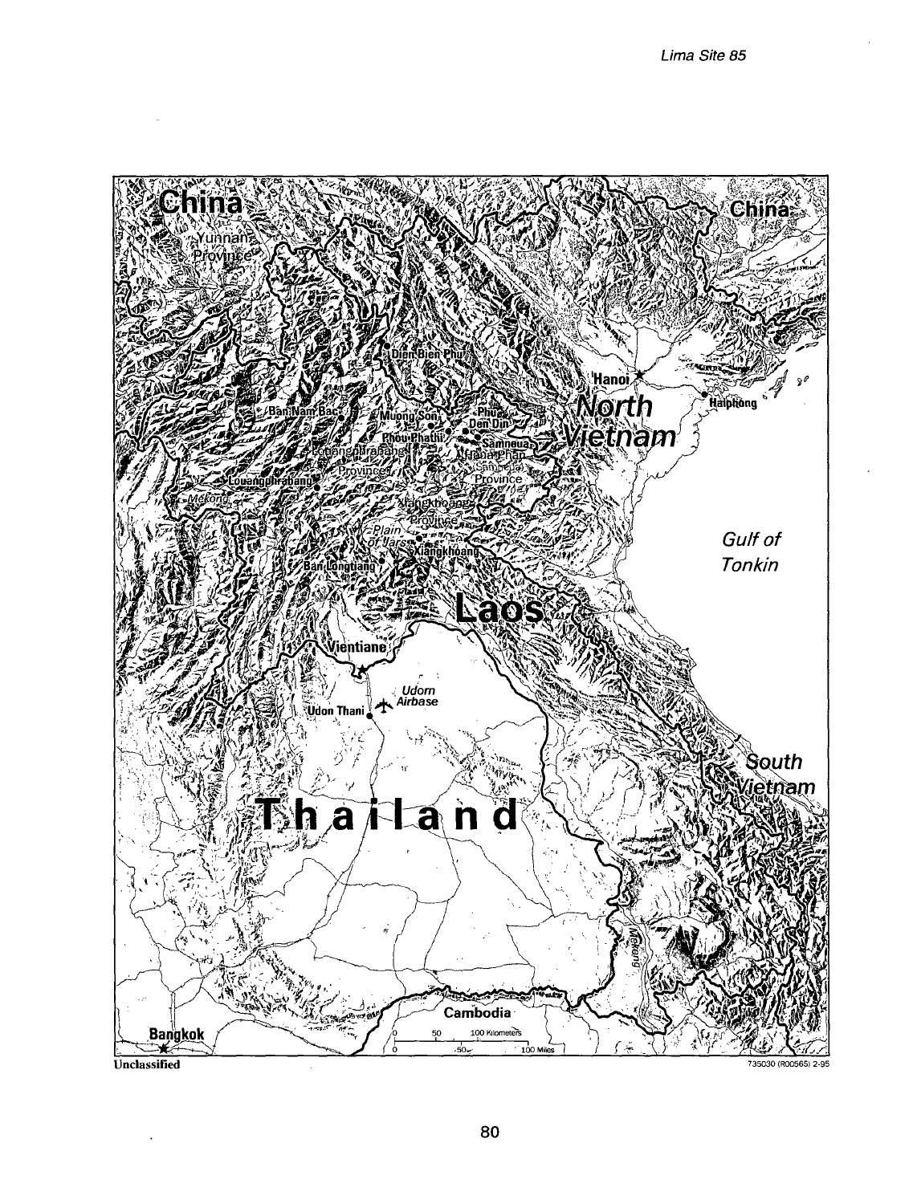China

Yunnan Province

China

Dien Bien Phu

Hanoi

Haiphong

Ban Nam Bac

Muong Son

Phu Pha Thi

Phou Phathi

Samneua

Houa Phan (Sam Neua) Province

Louangphrabang Province

Louangphrabang

Mekong

Xiangkhoang Province

Plain of Jars

Xiangkhoang

Ban Longtiang

North Vietnam

Gulf of Tonkin

Laos

Vientiane

Udorn Airbase

Udon Thani

South Vietnam

Thailand

Mekong

Cambodia

Bangkok

0 50 100 Kilometers

0 50 100 Miles

Unclassified

735030 (R00565) 2-95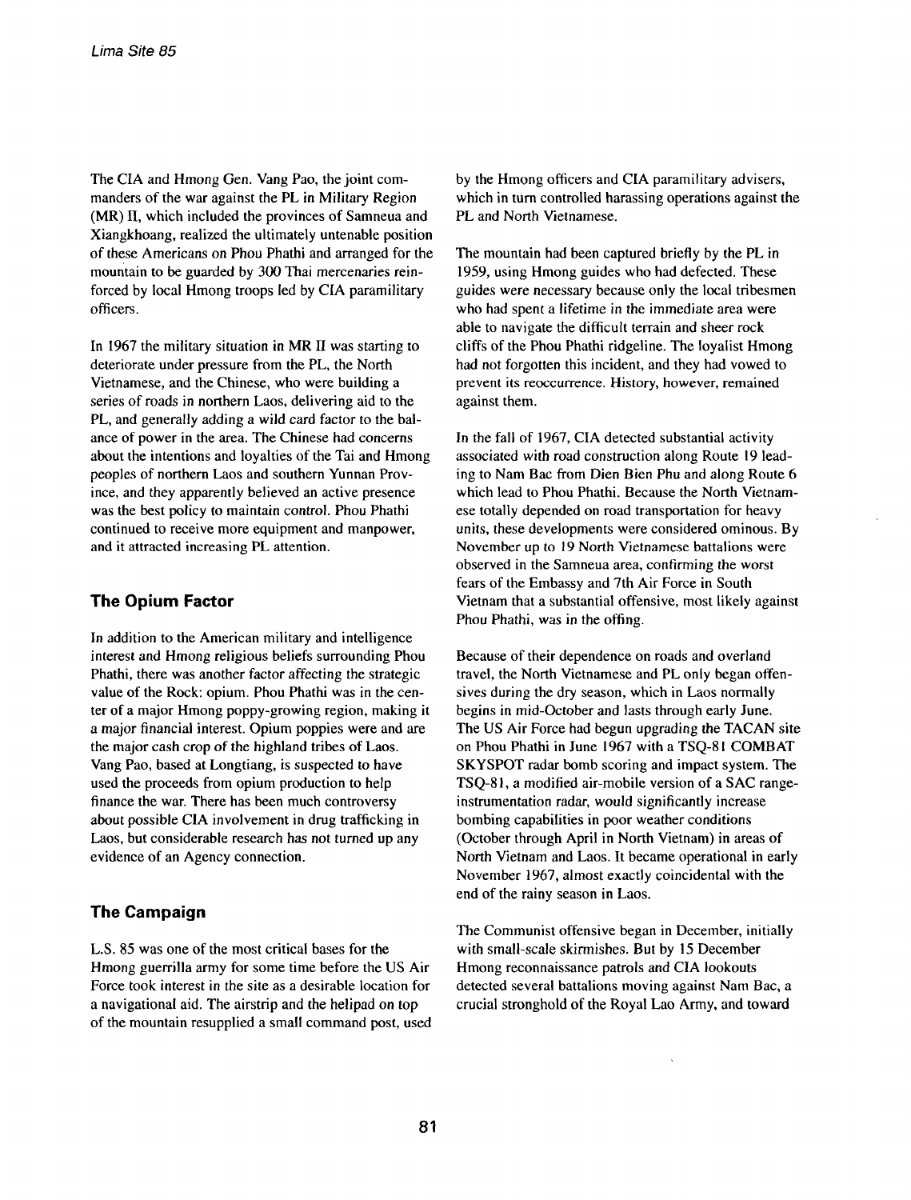The CIA and Hmong Gen. Vang Pao, the joint commanders of the war against the PL in Military Region (MR) II, which included the provinces of Samneua and Xiangkhoang, realized the ultimately untenable position of these Americans on Phou Phathi and arranged for the mountain to be guarded by 300 Thai mercenaries reinforced by local Hmong troops led by CIA paramilitary officers.

In 1967 the military situation in MR II was starting to deteriorate under pressure from the PL, the North Vietnamese, and the Chinese, who were building a series of roads in northern Laos, delivering aid to the PL, and generally adding a wild card factor to the balance of power in the area. The Chinese had concerns about the intentions and loyalties of the Tai and Hmong peoples of northern Laos and southern Yunnan Province, and they apparently believed an active presence was the best policy to maintain control. Phou Phathi continued to receive more equipment and manpower, and it attracted increasing PL attention.

## The Opium Factor

In addition to the American military and intelligence interest and Hmong religious beliefs surrounding Phou Phathi, there was another factor affecting the strategic value of the Rock: opium. Phou Phathi was in the center of a major Hmong poppy-growing region, making it a major financial interest. Opium poppies were and are the major cash crop of the highland tribes of Laos. Vang Pao, based at Longtiang, is suspected to have used the proceeds from opium production to help finance the war. There has been much controversy about possible CIA involvement in drug trafficking in Laos, but considerable research has not turned up any evidence of an Agency connection.

## The Campaign

L.S. 85 was one of the most critical bases for the Hmong guerrilla army for some time before the US Air Force took interest in the site as a desirable location for a navigational aid. The airstrip and the helipad on top of the mountain resupplied a small command post, used by the Hmong officers and CIA paramilitary advisers, which in turn controlled harassing operations against the PL and North Vietnamese.

The mountain had been captured briefly by the PL in 1959, using Hmong guides who had defected. These guides were necessary because only the local tribesmen who had spent a lifetime in the immediate area were able to navigate the difficult terrain and sheer rock cliffs of the Phou Phathi ridgeline. The loyalist Hmong had not forgotten this incident, and they had vowed to prevent its reoccurrence. History, however, remained against them.

In the fall of 1967, CIA detected substantial activity associated with road construction along Route 19 leading to Nam Bac from Dien Bien Phu and along Route 6 which lead to Phou Phathi. Because the North Vietnamese totally depended on road transportation for heavy units, these developments were considered ominous. By November up to 19 North Vietnamese battalions were observed in the Samneua area, confirming the worst fears of the Embassy and 7th Air Force in South Vietnam that a substantial offensive, most likely against Phou Phathi, was in the offing.

Because of their dependence on roads and overland travel, the North Vietnamese and PL only began offensives during the dry season, which in Laos normally begins in mid-October and lasts through early June. The US Air Force had begun upgrading the TACAN site on Phou Phathi in June 1967 with a TSQ-81 COMBAT SKYSPOT radar bomb scoring and impact system. The TSQ-81, a modified air-mobile version of a SAC range-instrumentation radar, would significantly increase bombing capabilities in poor weather conditions (October through April in North Vietnam) in areas of North Vietnam and Laos. It became operational in early November 1967, almost exactly coincidental with the end of the rainy season in Laos.

The Communist offensive began in December, initially with small-scale skirmishes. But by 15 December Hmong reconnaissance patrols and CIA lookouts detected several battalions moving against Nam Bac, a crucial stronghold of the Royal Lao Army, and toward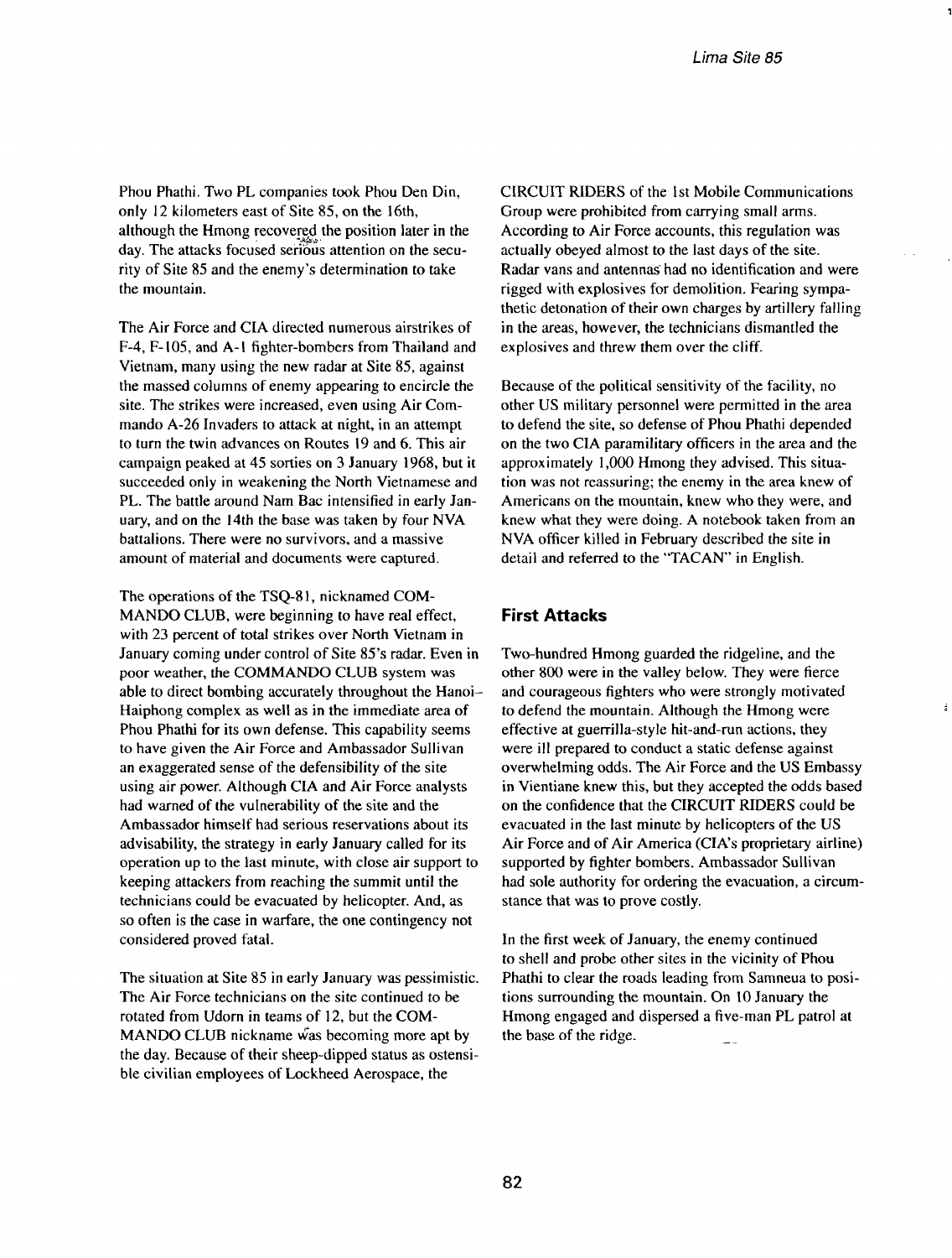Phou Phathi. Two PL companies took Phou Den Din, only 12 kilometers east of Site 85, on the 16th, although the Hmong recovered the position later in the day. The attacks focused serious attention on the security of Site 85 and the enemy's determination to take the mountain.

The Air Force and CIA directed numerous airstrikes of F-4, F-105, and A-1 fighter-bombers from Thailand and Vietnam, many using the new radar at Site 85, against the massed columns of enemy appearing to encircle the site. The strikes were increased, even using Air Commando A-26 Invaders to attack at night, in an attempt to turn the twin advances on Routes 19 and 6. This air campaign peaked at 45 sorties on 3 January 1968, but it succeeded only in weakening the North Vietnamese and PL. The battle around Nam Bac intensified in early January, and on the 14th the base was taken by four NVA battalions. There were no survivors, and a massive amount of material and documents were captured.

The operations of the TSQ-81, nicknamed COMMANDO CLUB, were beginning to have real effect, with 23 percent of total strikes over North Vietnam in January coming under control of Site 85's radar. Even in poor weather, the COMMANDO CLUB system was able to direct bombing accurately throughout the Hanoi–Haiphong complex as well as in the immediate area of Phou Phathi for its own defense. This capability seems to have given the Air Force and Ambassador Sullivan an exaggerated sense of the defensibility of the site using air power. Although CIA and Air Force analysts had warned of the vulnerability of the site and the Ambassador himself had serious reservations about its advisability, the strategy in early January called for its operation up to the last minute, with close air support to keeping attackers from reaching the summit until the technicians could be evacuated by helicopter. And, as so often is the case in warfare, the one contingency not considered proved fatal.

The situation at Site 85 in early January was pessimistic. The Air Force technicians on the site continued to be rotated from Udorn in teams of 12, but the COMMANDO CLUB nickname was becoming more apt by the day. Because of their sheep-dipped status as ostensible civilian employees of Lockheed Aerospace, the CIRCUIT RIDERS of the 1st Mobile Communications Group were prohibited from carrying small arms. According to Air Force accounts, this regulation was actually obeyed almost to the last days of the site. Radar vans and antennas had no identification and were rigged with explosives for demolition. Fearing sympathetic detonation of their own charges by artillery falling in the areas, however, the technicians dismantled the explosives and threw them over the cliff.

Because of the political sensitivity of the facility, no other US military personnel were permitted in the area to defend the site, so defense of Phou Phathi depended on the two CIA paramilitary officers in the area and the approximately 1,000 Hmong they advised. This situation was not reassuring; the enemy in the area knew of Americans on the mountain, knew who they were, and knew what they were doing. A notebook taken from an NVA officer killed in February described the site in detail and referred to the "TACAN" in English.

## First Attacks

Two-hundred Hmong guarded the ridgeline, and the other 800 were in the valley below. They were fierce and courageous fighters who were strongly motivated to defend the mountain. Although the Hmong were effective at guerrilla-style hit-and-run actions, they were ill prepared to conduct a static defense against overwhelming odds. The Air Force and the US Embassy in Vientiane knew this, but they accepted the odds based on the confidence that the CIRCUIT RIDERS could be evacuated in the last minute by helicopters of the US Air Force and of Air America (CIA's proprietary airline) supported by fighter bombers. Ambassador Sullivan had sole authority for ordering the evacuation, a circumstance that was to prove costly.

In the first week of January, the enemy continued to shell and probe other sites in the vicinity of Phou Phathi to clear the roads leading from Samneua to positions surrounding the mountain. On 10 January the Hmong engaged and dispersed a five-man PL patrol at the base of the ridge.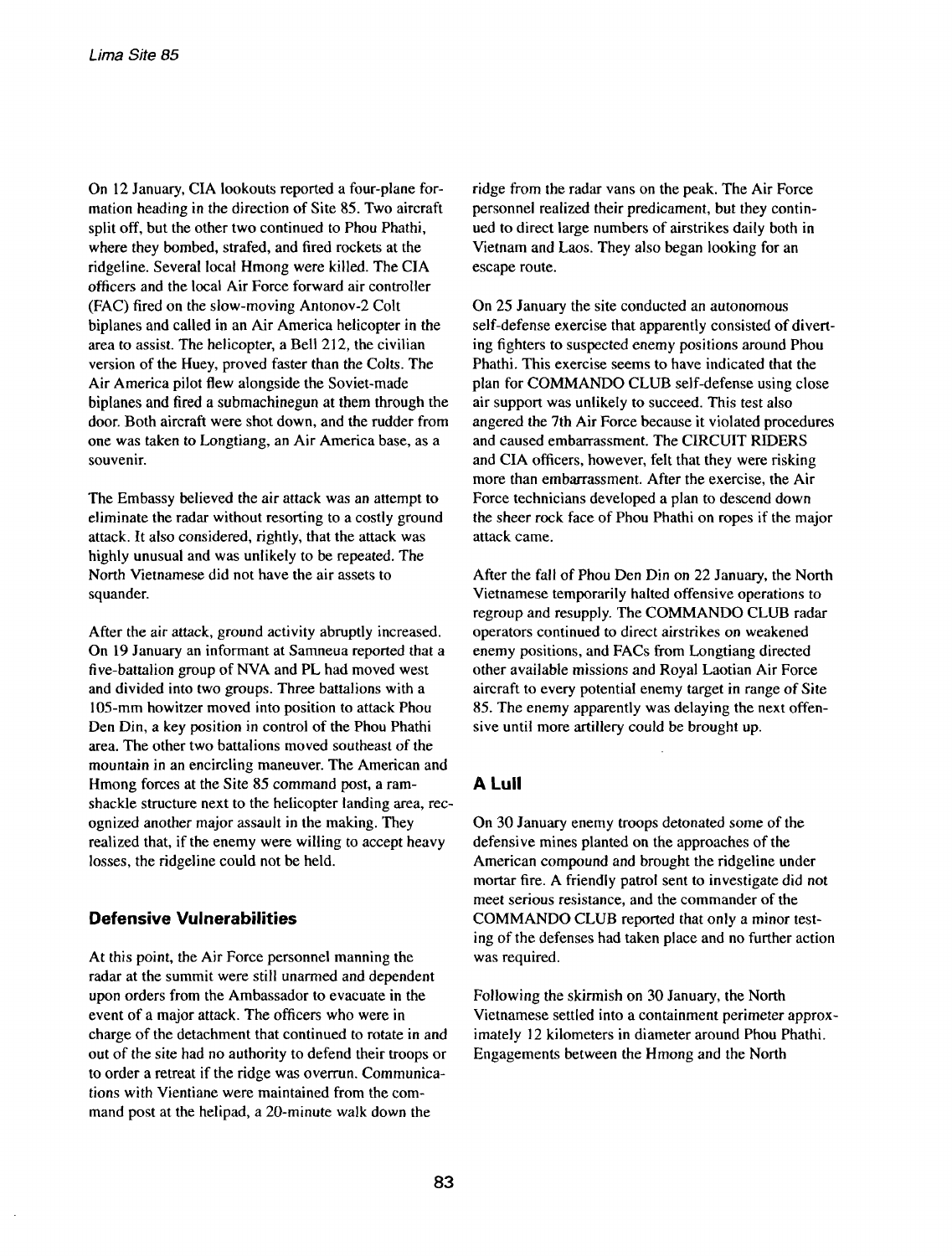On 12 January, CIA lookouts reported a four-plane formation heading in the direction of Site 85. Two aircraft split off, but the other two continued to Phou Phathi, where they bombed, strafed, and fired rockets at the ridgeline. Several local Hmong were killed. The CIA officers and the local Air Force forward air controller (FAC) fired on the slow-moving Antonov-2 Colt biplanes and called in an Air America helicopter in the area to assist. The helicopter, a Bell 212, the civilian version of the Huey, proved faster than the Colts. The Air America pilot flew alongside the Soviet-made biplanes and fired a submachinegun at them through the door. Both aircraft were shot down, and the rudder from one was taken to Longtiang, an Air America base, as a souvenir.

The Embassy believed the air attack was an attempt to eliminate the radar without resorting to a costly ground attack. It also considered, rightly, that the attack was highly unusual and was unlikely to be repeated. The North Vietnamese did not have the air assets to squander.

After the air attack, ground activity abruptly increased. On 19 January an informant at Samneua reported that a five-battalion group of NVA and PL had moved west and divided into two groups. Three battalions with a 105-mm howitzer moved into position to attack Phou Den Din, a key position in control of the Phou Phathi area. The other two battalions moved southeast of the mountain in an encircling maneuver. The American and Hmong forces at the Site 85 command post, a ramshackle structure next to the helicopter landing area, recognized another major assault in the making. They realized that, if the enemy were willing to accept heavy losses, the ridgeline could not be held.

### Defensive Vulnerabilities

At this point, the Air Force personnel manning the radar at the summit were still unarmed and dependent upon orders from the Ambassador to evacuate in the event of a major attack. The officers who were in charge of the detachment that continued to rotate in and out of the site had no authority to defend their troops or to order a retreat if the ridge was overrun. Communications with Vientiane were maintained from the command post at the helipad, a 20-minute walk down the ridge from the radar vans on the peak. The Air Force personnel realized their predicament, but they continued to direct large numbers of airstrikes daily both in Vietnam and Laos. They also began looking for an escape route.

On 25 January the site conducted an autonomous self-defense exercise that apparently consisted of diverting fighters to suspected enemy positions around Phou Phathi. This exercise seems to have indicated that the plan for COMMANDO CLUB self-defense using close air support was unlikely to succeed. This test also angered the 7th Air Force because it violated procedures and caused embarrassment. The CIRCUIT RIDERS and CIA officers, however, felt that they were risking more than embarrassment. After the exercise, the Air Force technicians developed a plan to descend down the sheer rock face of Phou Phathi on ropes if the major attack came.

After the fall of Phou Den Din on 22 January, the North Vietnamese temporarily halted offensive operations to regroup and resupply. The COMMANDO CLUB radar operators continued to direct airstrikes on weakened enemy positions, and FACs from Longtiang directed other available missions and Royal Laotian Air Force aircraft to every potential enemy target in range of Site 85. The enemy apparently was delaying the next offensive until more artillery could be brought up.

### A Lull

On 30 January enemy troops detonated some of the defensive mines planted on the approaches of the American compound and brought the ridgeline under mortar fire. A friendly patrol sent to investigate did not meet serious resistance, and the commander of the COMMANDO CLUB reported that only a minor testing of the defenses had taken place and no further action was required.

Following the skirmish on 30 January, the North Vietnamese settled into a containment perimeter approximately 12 kilometers in diameter around Phou Phathi. Engagements between the Hmong and the North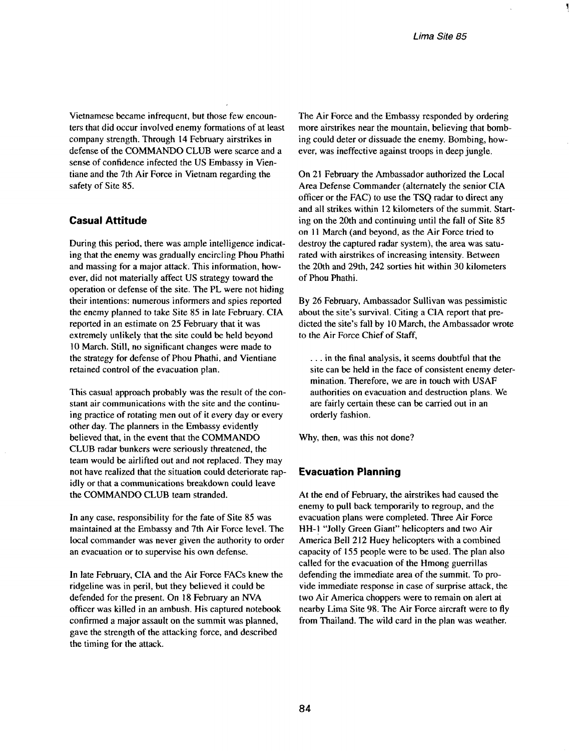Vietnamese became infrequent, but those few encounters that did occur involved enemy formations of at least company strength. Through 14 February airstrikes in defense of the COMMANDO CLUB were scarce and a sense of confidence infected the US Embassy in Vientiane and the 7th Air Force in Vietnam regarding the safety of Site 85.

## Casual Attitude

During this period, there was ample intelligence indicating that the enemy was gradually encircling Phou Phathi and massing for a major attack. This information, however, did not materially affect US strategy toward the operation or defense of the site. The PL were not hiding their intentions: numerous informers and spies reported the enemy planned to take Site 85 in late February. CIA reported in an estimate on 25 February that it was extremely unlikely that the site could be held beyond 10 March. Still, no significant changes were made to the strategy for defense of Phou Phathi, and Vientiane retained control of the evacuation plan.

This casual approach probably was the result of the constant air communications with the site and the continuing practice of rotating men out of it every day or every other day. The planners in the Embassy evidently believed that, in the event that the COMMANDO CLUB radar bunkers were seriously threatened, the team would be airlifted out and not replaced. They may not have realized that the situation could deteriorate rapidly or that a communications breakdown could leave the COMMANDO CLUB team stranded.

In any case, responsibility for the fate of Site 85 was maintained at the Embassy and 7th Air Force level. The local commander was never given the authority to order an evacuation or to supervise his own defense.

In late February, CIA and the Air Force FACs knew the ridgeline was in peril, but they believed it could be defended for the present. On 18 February an NVA officer was killed in an ambush. His captured notebook confirmed a major assault on the summit was planned, gave the strength of the attacking force, and described the timing for the attack.

The Air Force and the Embassy responded by ordering more airstrikes near the mountain, believing that bombing could deter or dissuade the enemy. Bombing, however, was ineffective against troops in deep jungle.

On 21 February the Ambassador authorized the Local Area Defense Commander (alternately the senior CIA officer or the FAC) to use the TSQ radar to direct any and all strikes within 12 kilometers of the summit. Starting on the 20th and continuing until the fall of Site 85 on 11 March (and beyond, as the Air Force tried to destroy the captured radar system), the area was saturated with airstrikes of increasing intensity. Between the 20th and 29th, 242 sorties hit within 30 kilometers of Phou Phathi.

By 26 February, Ambassador Sullivan was pessimistic about the site's survival. Citing a CIA report that predicted the site's fall by 10 March, the Ambassador wrote to the Air Force Chief of Staff,

> . . . in the final analysis, it seems doubtful that the site can be held in the face of consistent enemy determination. Therefore, we are in touch with USAF authorities on evacuation and destruction plans. We are fairly certain these can be carried out in an orderly fashion.

Why, then, was this not done?

## Evacuation Planning

At the end of February, the airstrikes had caused the enemy to pull back temporarily to regroup, and the evacuation plans were completed. Three Air Force HH-1 "Jolly Green Giant" helicopters and two Air America Bell 212 Huey helicopters with a combined capacity of 155 people were to be used. The plan also called for the evacuation of the Hmong guerrillas defending the immediate area of the summit. To provide immediate response in case of surprise attack, the two Air America choppers were to remain on alert at nearby Lima Site 98. The Air Force aircraft were to fly from Thailand. The wild card in the plan was weather.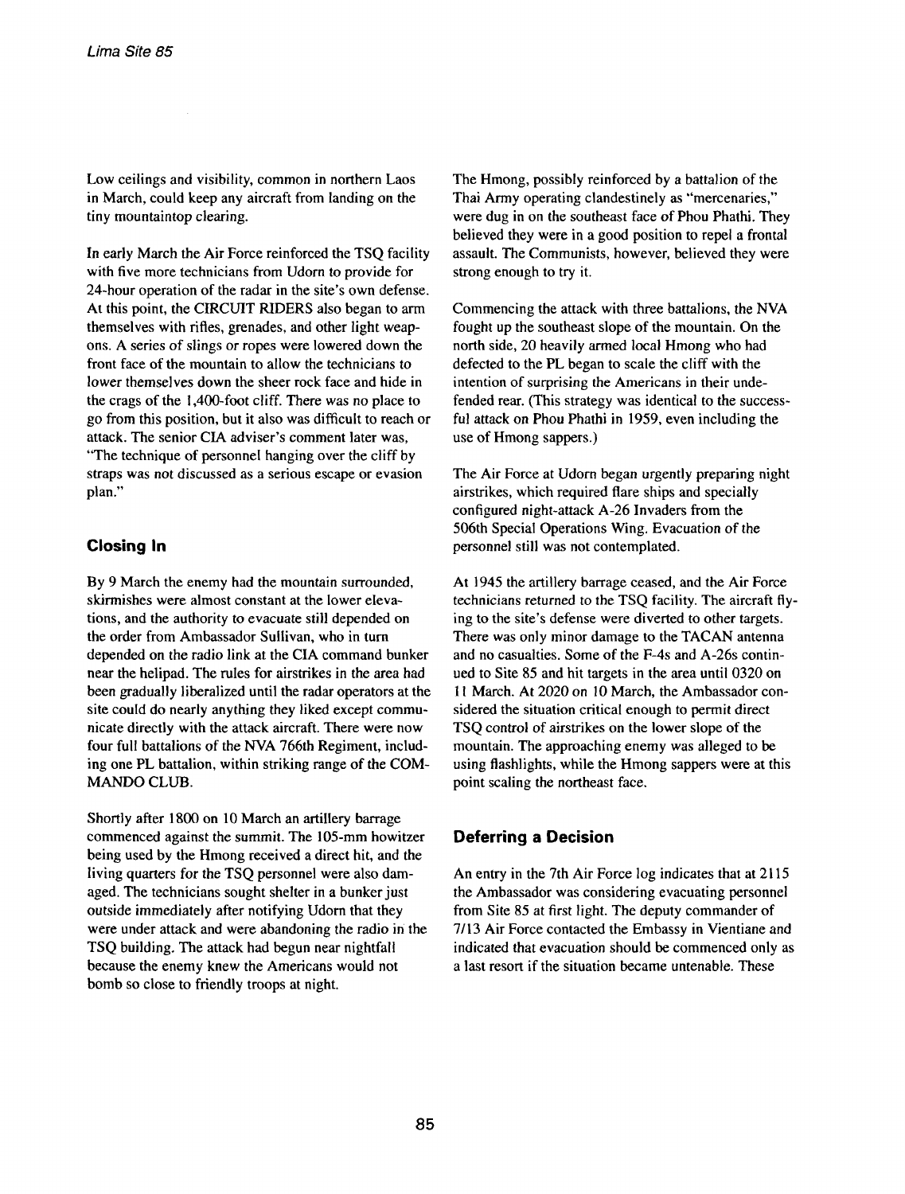Low ceilings and visibility, common in northern Laos in March, could keep any aircraft from landing on the tiny mountaintop clearing.

In early March the Air Force reinforced the TSQ facility with five more technicians from Udorn to provide for 24-hour operation of the radar in the site's own defense. At this point, the CIRCUIT RIDERS also began to arm themselves with rifles, grenades, and other light weapons. A series of slings or ropes were lowered down the front face of the mountain to allow the technicians to lower themselves down the sheer rock face and hide in the crags of the 1,400-foot cliff. There was no place to go from this position, but it also was difficult to reach or attack. The senior CIA adviser's comment later was, "The technique of personnel hanging over the cliff by straps was not discussed as a serious escape or evasion plan."

### Closing In

By 9 March the enemy had the mountain surrounded, skirmishes were almost constant at the lower elevations, and the authority to evacuate still depended on the order from Ambassador Sullivan, who in turn depended on the radio link at the CIA command bunker near the helipad. The rules for airstrikes in the area had been gradually liberalized until the radar operators at the site could do nearly anything they liked except communicate directly with the attack aircraft. There were now four full battalions of the NVA 766th Regiment, including one PL battalion, within striking range of the COMMANDO CLUB.

Shortly after 1800 on 10 March an artillery barrage commenced against the summit. The 105-mm howitzer being used by the Hmong received a direct hit, and the living quarters for the TSQ personnel were also damaged. The technicians sought shelter in a bunker just outside immediately after notifying Udorn that they were under attack and were abandoning the radio in the TSQ building. The attack had begun near nightfall because the enemy knew the Americans would not bomb so close to friendly troops at night.

The Hmong, possibly reinforced by a battalion of the Thai Army operating clandestinely as "mercenaries," were dug in on the southeast face of Phou Phathi. They believed they were in a good position to repel a frontal assault. The Communists, however, believed they were strong enough to try it.

Commencing the attack with three battalions, the NVA fought up the southeast slope of the mountain. On the north side, 20 heavily armed local Hmong who had defected to the PL began to scale the cliff with the intention of surprising the Americans in their undefended rear. (This strategy was identical to the successful attack on Phou Phathi in 1959, even including the use of Hmong sappers.)

The Air Force at Udorn began urgently preparing night airstrikes, which required flare ships and specially configured night-attack A-26 Invaders from the 506th Special Operations Wing. Evacuation of the personnel still was not contemplated.

At 1945 the artillery barrage ceased, and the Air Force technicians returned to the TSQ facility. The aircraft flying to the site's defense were diverted to other targets. There was only minor damage to the TACAN antenna and no casualties. Some of the F-4s and A-26s continued to Site 85 and hit targets in the area until 0320 on 11 March. At 2020 on 10 March, the Ambassador considered the situation critical enough to permit direct TSQ control of airstrikes on the lower slope of the mountain. The approaching enemy was alleged to be using flashlights, while the Hmong sappers were at this point scaling the northeast face.

### Deferring a Decision

An entry in the 7th Air Force log indicates that at 2115 the Ambassador was considering evacuating personnel from Site 85 at first light. The deputy commander of 7/13 Air Force contacted the Embassy in Vientiane and indicated that evacuation should be commenced only as a last resort if the situation became untenable. These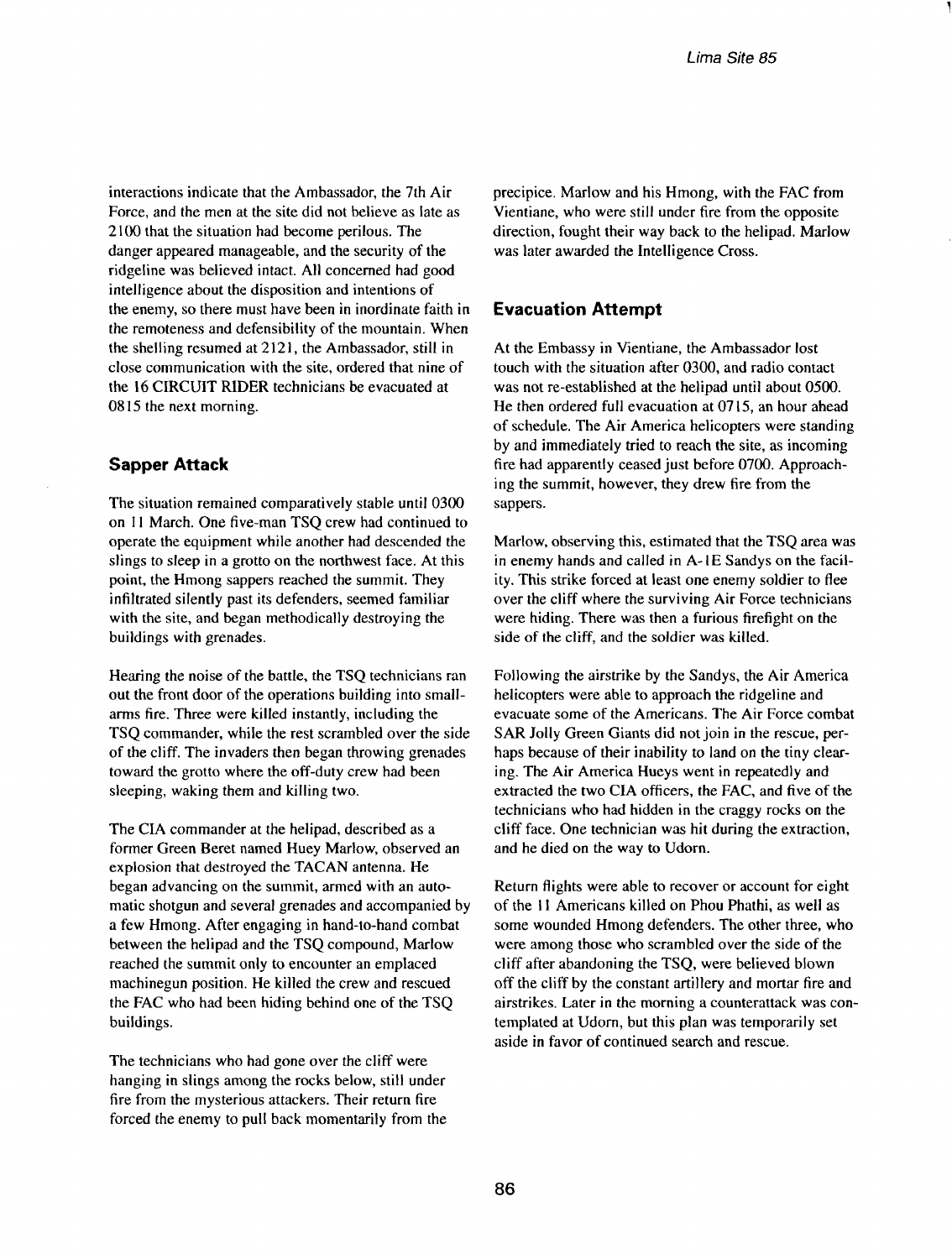interactions indicate that the Ambassador, the 7th Air Force, and the men at the site did not believe as late as 2100 that the situation had become perilous. The danger appeared manageable, and the security of the ridgeline was believed intact. All concerned had good intelligence about the disposition and intentions of the enemy, so there must have been in inordinate faith in the remoteness and defensibility of the mountain. When the shelling resumed at 2121, the Ambassador, still in close communication with the site, ordered that nine of the 16 CIRCUIT RIDER technicians be evacuated at 0815 the next morning.

### Sapper Attack

The situation remained comparatively stable until 0300 on 11 March. One five-man TSQ crew had continued to operate the equipment while another had descended the slings to sleep in a grotto on the northwest face. At this point, the Hmong sappers reached the summit. They infiltrated silently past its defenders, seemed familiar with the site, and began methodically destroying the buildings with grenades.

Hearing the noise of the battle, the TSQ technicians ran out the front door of the operations building into small-arms fire. Three were killed instantly, including the TSQ commander, while the rest scrambled over the side of the cliff. The invaders then began throwing grenades toward the grotto where the off-duty crew had been sleeping, waking them and killing two.

The CIA commander at the helipad, described as a former Green Beret named Huey Marlow, observed an explosion that destroyed the TACAN antenna. He began advancing on the summit, armed with an automatic shotgun and several grenades and accompanied by a few Hmong. After engaging in hand-to-hand combat between the helipad and the TSQ compound, Marlow reached the summit only to encounter an emplaced machinegun position. He killed the crew and rescued the FAC who had been hiding behind one of the TSQ buildings.

The technicians who had gone over the cliff were hanging in slings among the rocks below, still under fire from the mysterious attackers. Their return fire forced the enemy to pull back momentarily from the precipice. Marlow and his Hmong, with the FAC from Vientiane, who were still under fire from the opposite direction, fought their way back to the helipad. Marlow was later awarded the Intelligence Cross.

### Evacuation Attempt

At the Embassy in Vientiane, the Ambassador lost touch with the situation after 0300, and radio contact was not re-established at the helipad until about 0500. He then ordered full evacuation at 0715, an hour ahead of schedule. The Air America helicopters were standing by and immediately tried to reach the site, as incoming fire had apparently ceased just before 0700. Approaching the summit, however, they drew fire from the sappers.

Marlow, observing this, estimated that the TSQ area was in enemy hands and called in A-1E Sandys on the facility. This strike forced at least one enemy soldier to flee over the cliff where the surviving Air Force technicians were hiding. There was then a furious firefight on the side of the cliff, and the soldier was killed.

Following the airstrike by the Sandys, the Air America helicopters were able to approach the ridgeline and evacuate some of the Americans. The Air Force combat SAR Jolly Green Giants did not join in the rescue, perhaps because of their inability to land on the tiny clearing. The Air America Hueys went in repeatedly and extracted the two CIA officers, the FAC, and five of the technicians who had hidden in the craggy rocks on the cliff face. One technician was hit during the extraction, and he died on the way to Udorn.

Return flights were able to recover or account for eight of the 11 Americans killed on Phou Phathi, as well as some wounded Hmong defenders. The other three, who were among those who scrambled over the side of the cliff after abandoning the TSQ, were believed blown off the cliff by the constant artillery and mortar fire and airstrikes. Later in the morning a counterattack was contemplated at Udorn, but this plan was temporarily set aside in favor of continued search and rescue.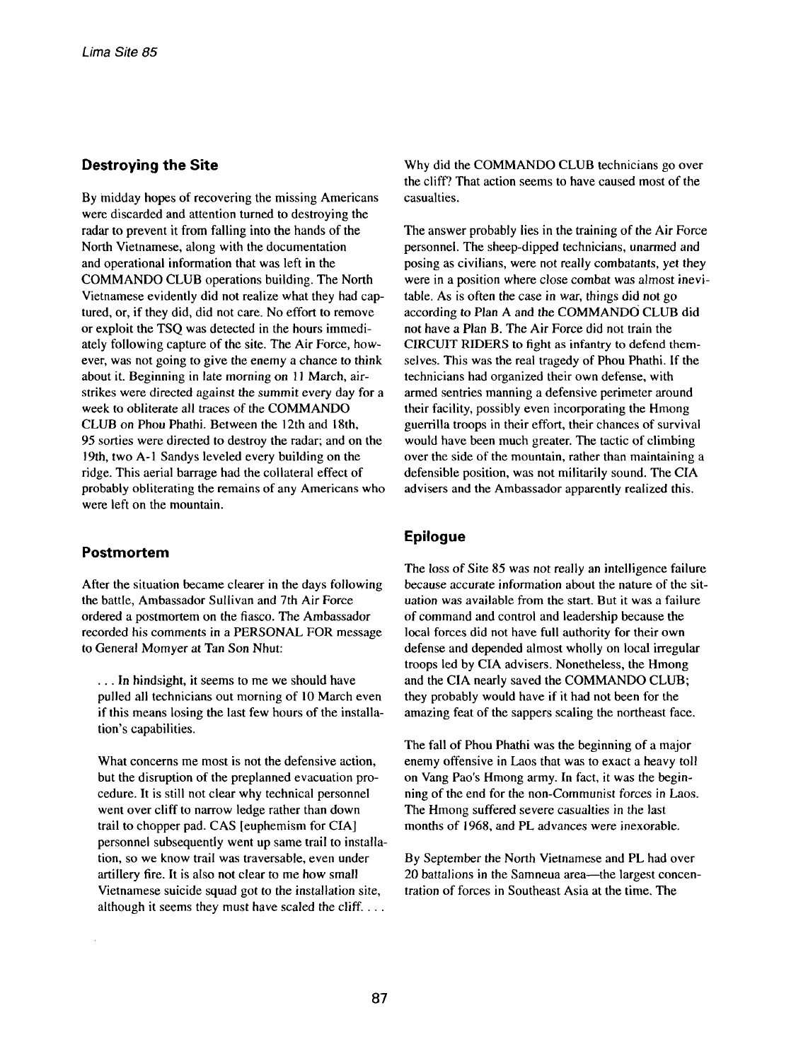## Destroying the Site

By midday hopes of recovering the missing Americans were discarded and attention turned to destroying the radar to prevent it from falling into the hands of the North Vietnamese, along with the documentation and operational information that was left in the COMMANDO CLUB operations building. The North Vietnamese evidently did not realize what they had captured, or, if they did, did not care. No effort to remove or exploit the TSQ was detected in the hours immediately following capture of the site. The Air Force, however, was not going to give the enemy a chance to think about it. Beginning in late morning on 11 March, airstrikes were directed against the summit every day for a week to obliterate all traces of the COMMANDO CLUB on Phou Phathi. Between the 12th and 18th, 95 sorties were directed to destroy the radar; and on the 19th, two A-1 Sandys leveled every building on the ridge. This aerial barrage had the collateral effect of probably obliterating the remains of any Americans who were left on the mountain.

## Postmortem

After the situation became clearer in the days following the battle, Ambassador Sullivan and 7th Air Force ordered a postmortem on the fiasco. The Ambassador recorded his comments in a PERSONAL FOR message to General Momyer at Tan Son Nhut:

> . . . In hindsight, it seems to me we should have pulled all technicians out morning of 10 March even if this means losing the last few hours of the installation's capabilities.
>
> What concerns me most is not the defensive action, but the disruption of the preplanned evacuation procedure. It is still not clear why technical personnel went over cliff to narrow ledge rather than down trail to chopper pad. CAS [euphemism for CIA] personnel subsequently went up same trail to installation, so we know trail was traversable, even under artillery fire. It is also not clear to me how small Vietnamese suicide squad got to the installation site, although it seems they must have scaled the cliff. . . .

Why did the COMMANDO CLUB technicians go over the cliff? That action seems to have caused most of the casualties.

The answer probably lies in the training of the Air Force personnel. The sheep-dipped technicians, unarmed and posing as civilians, were not really combatants, yet they were in a position where close combat was almost inevitable. As is often the case in war, things did not go according to Plan A and the COMMANDO CLUB did not have a Plan B. The Air Force did not train the CIRCUIT RIDERS to fight as infantry to defend themselves. This was the real tragedy of Phou Phathi. If the technicians had organized their own defense, with armed sentries manning a defensive perimeter around their facility, possibly even incorporating the Hmong guerrilla troops in their effort, their chances of survival would have been much greater. The tactic of climbing over the side of the mountain, rather than maintaining a defensible position, was not militarily sound. The CIA advisers and the Ambassador apparently realized this.

## Epilogue

The loss of Site 85 was not really an intelligence failure because accurate information about the nature of the situation was available from the start. But it was a failure of command and control and leadership because the local forces did not have full authority for their own defense and depended almost wholly on local irregular troops led by CIA advisers. Nonetheless, the Hmong and the CIA nearly saved the COMMANDO CLUB; they probably would have if it had not been for the amazing feat of the sappers scaling the northeast face.

The fall of Phou Phathi was the beginning of a major enemy offensive in Laos that was to exact a heavy toll on Vang Pao's Hmong army. In fact, it was the beginning of the end for the non-Communist forces in Laos. The Hmong suffered severe casualties in the last months of 1968, and PL advances were inexorable.

By September the North Vietnamese and PL had over 20 battalions in the Samneua area—the largest concentration of forces in Southeast Asia at the time. The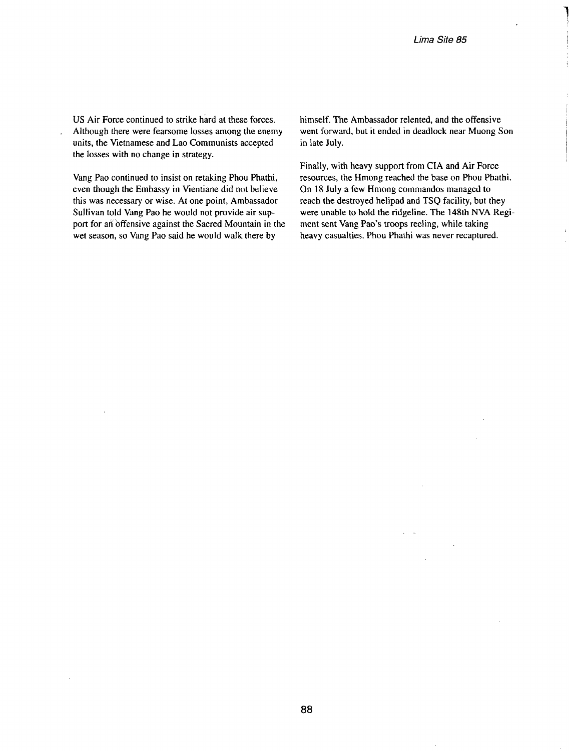US Air Force continued to strike hard at these forces. Although there were fearsome losses among the enemy units, the Vietnamese and Lao Communists accepted the losses with no change in strategy.

Vang Pao continued to insist on retaking Phou Phathi, even though the Embassy in Vientiane did not believe this was necessary or wise. At one point, Ambassador Sullivan told Vang Pao he would not provide air support for an offensive against the Sacred Mountain in the wet season, so Vang Pao said he would walk there by himself. The Ambassador relented, and the offensive went forward, but it ended in deadlock near Muong Son in late July.

Finally, with heavy support from CIA and Air Force resources, the Hmong reached the base on Phou Phathi. On 18 July a few Hmong commandos managed to reach the destroyed helipad and TSQ facility, but they were unable to hold the ridgeline. The 148th NVA Regiment sent Vang Pao's troops reeling, while taking heavy casualties. Phou Phathi was never recaptured.